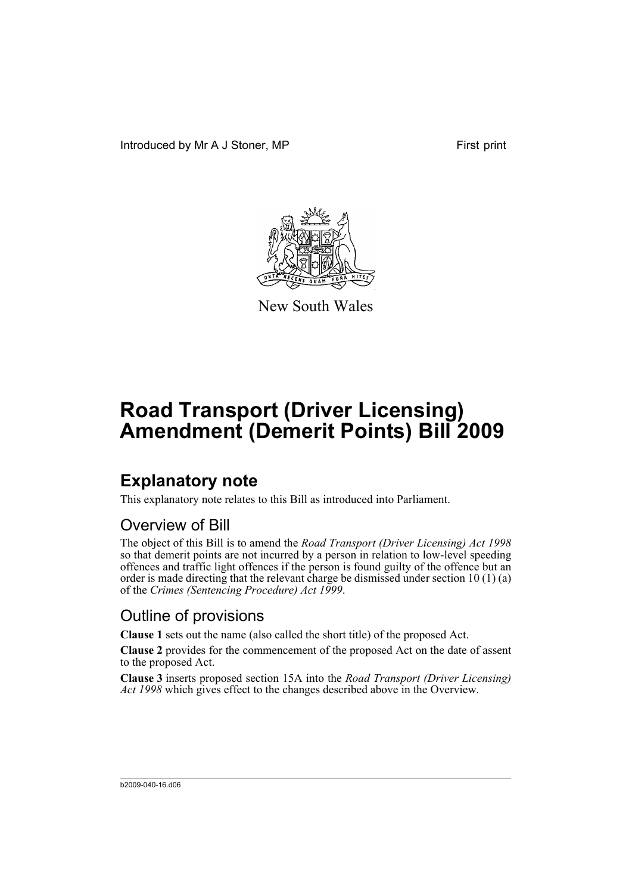Introduced by Mr A J Stoner, MP First print

New South Wales

# Road Transport (Driver Licensing) Amendment (Demerit Points) Bill 2009

## Explanatory note

This explanatory note relates to this Bill as introduced into Parliament.

### Overview of Bill

The object of this Bill is to amend the *Road Transport (Driver Licensing) Act 1998* so that demerit points are not incurred by a person in relation to low-level speeding offences and traffic light offences if the person is found guilty of the offence but an order is made directing that the relevant charge be dismissed under section 10 (1) (a) of the *Crimes (Sentencing Procedure) Act 1999*.

### Outline of provisions

**Clause 1** sets out the name (also called the short title) of the proposed Act.

**Clause 2** provides for the commencement of the proposed Act on the date of assent to the proposed Act.

**Clause 3** inserts proposed section 15A into the *Road Transport (Driver Licensing) Act 1998* which gives effect to the changes described above in the Overview.

b2009-040-16.d06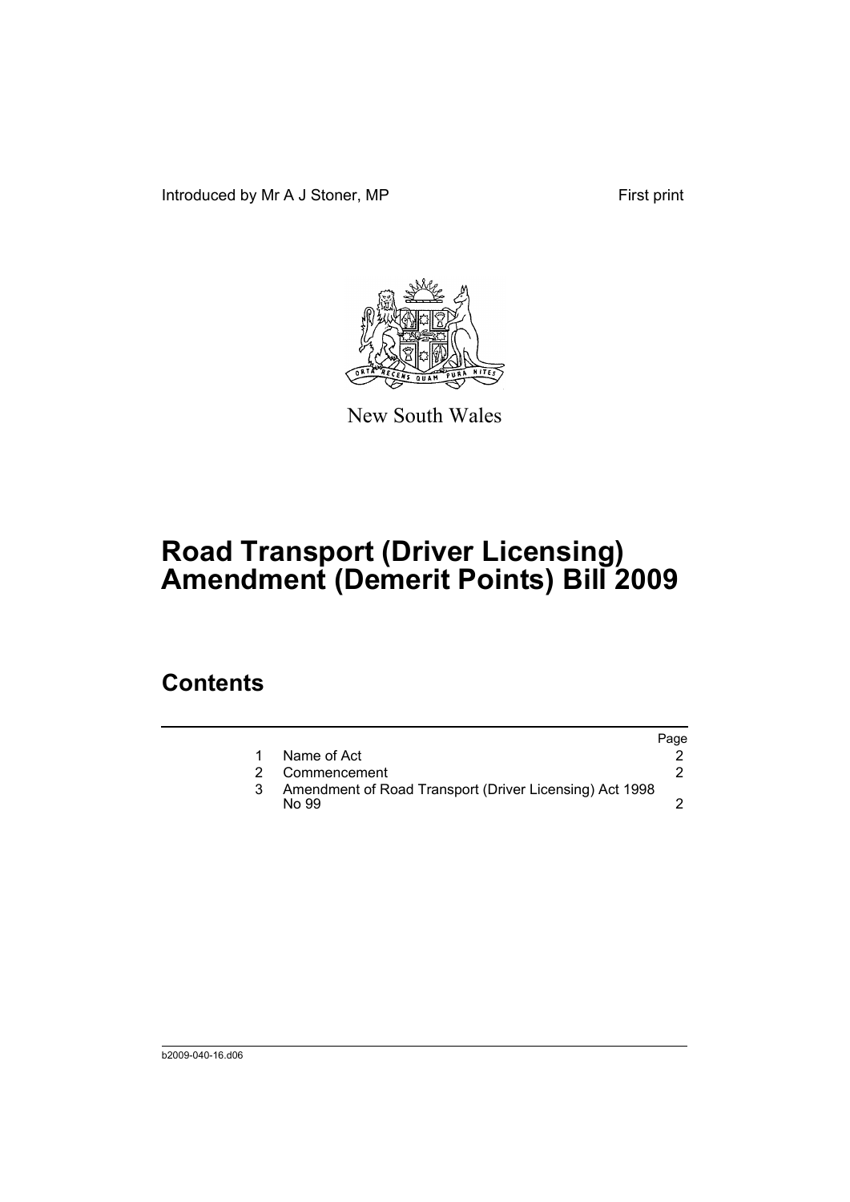Introduced by Mr A J Stoner, MP First print

New South Wales

# Road Transport (Driver Licensing) Amendment (Demerit Points) Bill 2009

## Contents

| | | Page |
|---|---|---|
| 1 | Name of Act | 2 |
| 2 | Commencement | 2 |
| 3 | Amendment of Road Transport (Driver Licensing) Act 1998 No 99 | 2 |

b2009-040-16.d06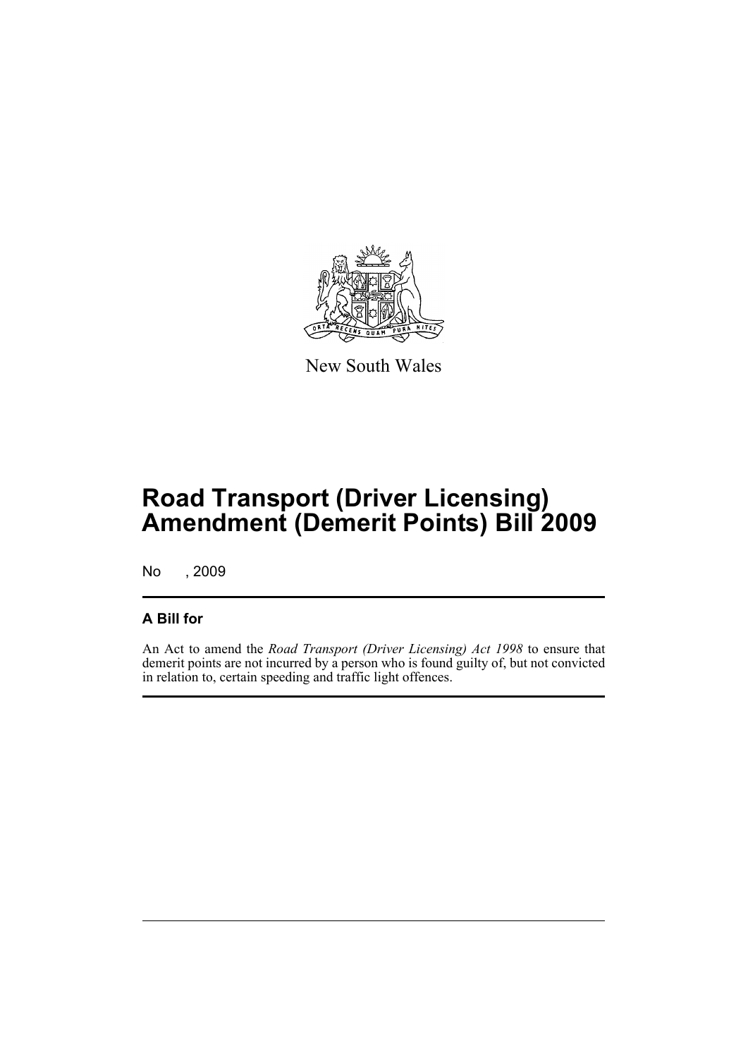New South Wales

# Road Transport (Driver Licensing) Amendment (Demerit Points) Bill 2009

No , 2009

## A Bill for

An Act to amend the *Road Transport (Driver Licensing) Act 1998* to ensure that demerit points are not incurred by a person who is found guilty of, but not convicted in relation to, certain speeding and traffic light offences.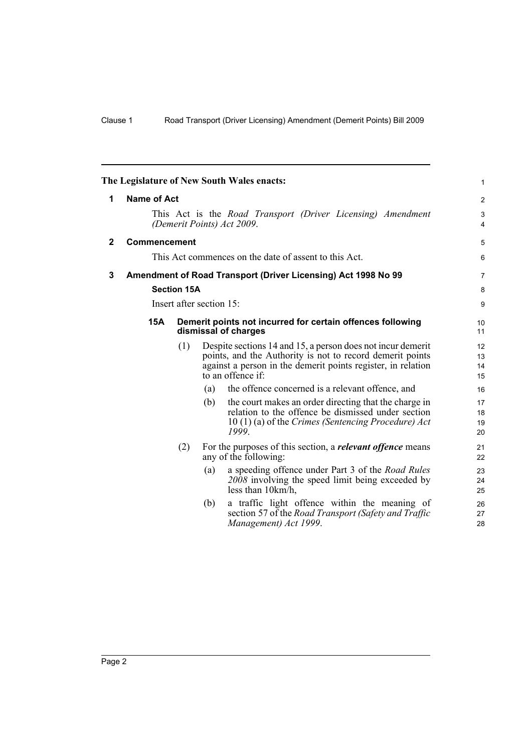The Legislature of New South Wales enacts:

## 1 Name of Act

This Act is the *Road Transport (Driver Licensing) Amendment (Demerit Points) Act 2009*.

## 2 Commencement

This Act commences on the date of assent to this Act.

## 3 Amendment of Road Transport (Driver Licensing) Act 1998 No 99

### Section 15A

Insert after section 15:

#### 15A Demerit points not incurred for certain offences following dismissal of charges

(1) Despite sections 14 and 15, a person does not incur demerit points, and the Authority is not to record demerit points against a person in the demerit points register, in relation to an offence if:

- (a) the offence concerned is a relevant offence, and
- (b) the court makes an order directing that the charge in relation to the offence be dismissed under section 10 (1) (a) of the *Crimes (Sentencing Procedure) Act 1999*.

(2) For the purposes of this section, a ***relevant offence*** means any of the following:

- (a) a speeding offence under Part 3 of the *Road Rules 2008* involving the speed limit being exceeded by less than 10km/h,
- (b) a traffic light offence within the meaning of section 57 of the *Road Transport (Safety and Traffic Management) Act 1999*.